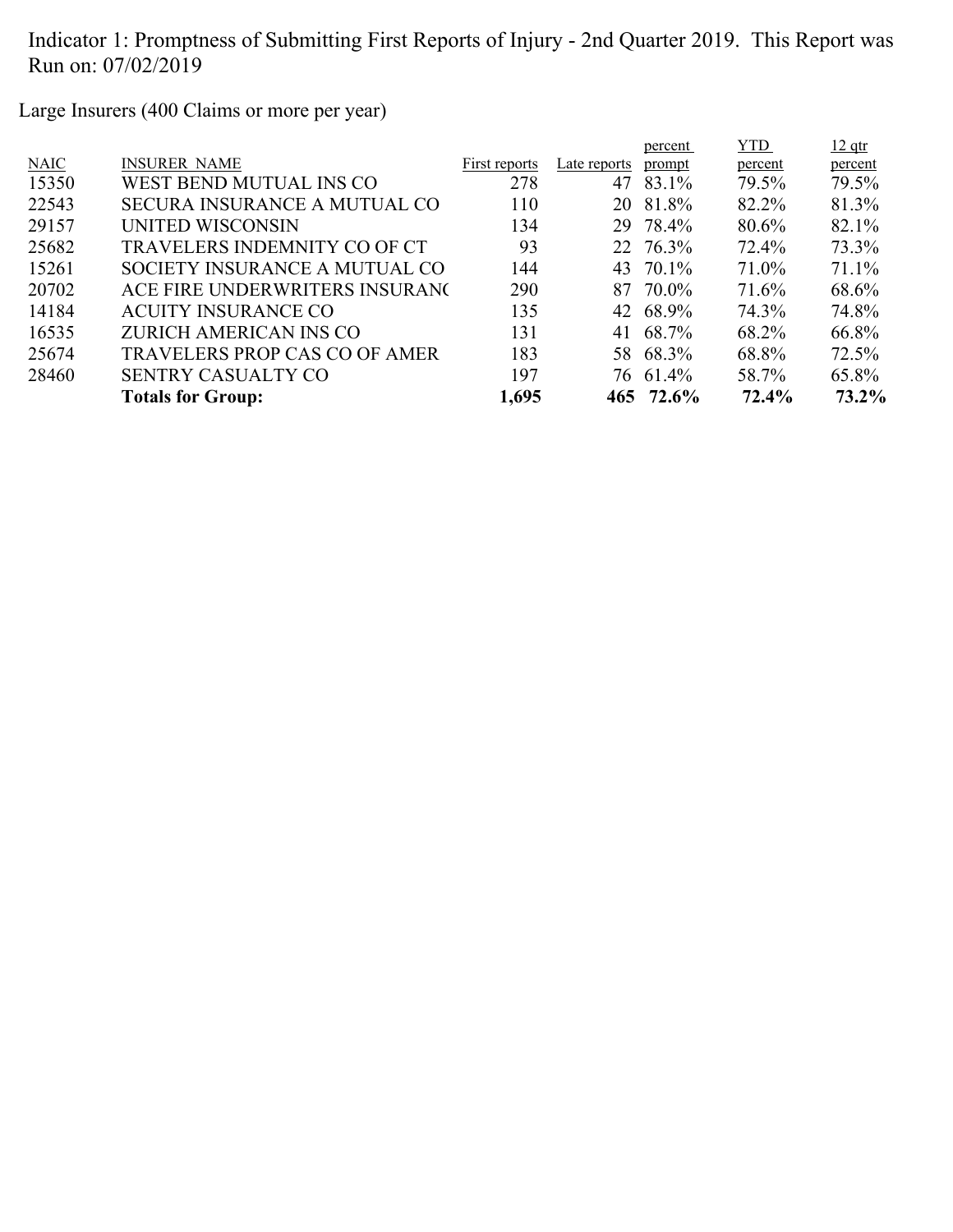Indicator 1: Promptness of Submitting First Reports of Injury - 2nd Quarter 2019. This Report was Run on: 07/02/2019

Large Insurers (400 Claims or more per year)

| NAIC | INSURER NAME | First reports | Late reports | percent prompt | YTD percent | 12 qtr percent |
|---|---|---|---|---|---|---|
| 15350 | WEST BEND MUTUAL INS CO | 278 | 47 | 83.1% | 79.5% | 79.5% |
| 22543 | SECURA INSURANCE A MUTUAL CO | 110 | 20 | 81.8% | 82.2% | 81.3% |
| 29157 | UNITED WISCONSIN | 134 | 29 | 78.4% | 80.6% | 82.1% |
| 25682 | TRAVELERS INDEMNITY CO OF CT | 93 | 22 | 76.3% | 72.4% | 73.3% |
| 15261 | SOCIETY INSURANCE A MUTUAL CO | 144 | 43 | 70.1% | 71.0% | 71.1% |
| 20702 | ACE FIRE UNDERWRITERS INSURANC | 290 | 87 | 70.0% | 71.6% | 68.6% |
| 14184 | ACUITY INSURANCE CO | 135 | 42 | 68.9% | 74.3% | 74.8% |
| 16535 | ZURICH AMERICAN INS CO | 131 | 41 | 68.7% | 68.2% | 66.8% |
| 25674 | TRAVELERS PROP CAS CO OF AMER | 183 | 58 | 68.3% | 68.8% | 72.5% |
| 28460 | SENTRY CASUALTY CO | 197 | 76 | 61.4% | 58.7% | 65.8% |
| | **Totals for Group:** | **1,695** | **465** | **72.6%** | **72.4%** | **73.2%** |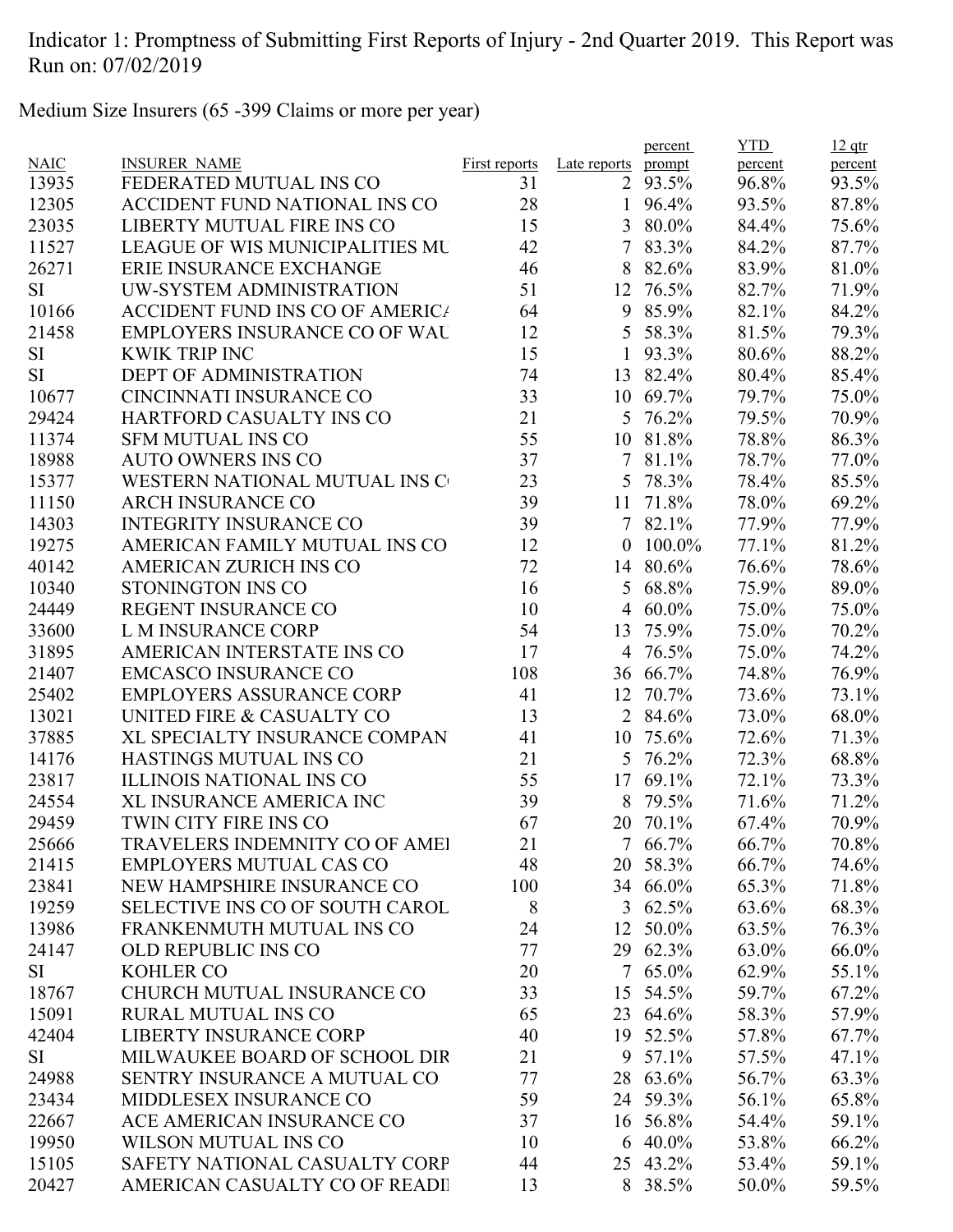Indicator 1: Promptness of Submitting First Reports of Injury - 2nd Quarter 2019. This Report was Run on: 07/02/2019

Medium Size Insurers (65 -399 Claims or more per year)

| NAIC | INSURER_NAME | First reports | Late reports | percent prompt | YTD percent | 12 qtr percent |
|---|---|---|---|---|---|---|
| 13935 | FEDERATED MUTUAL INS CO | 31 | 2 | 93.5% | 96.8% | 93.5% |
| 12305 | ACCIDENT FUND NATIONAL INS CO | 28 | 1 | 96.4% | 93.5% | 87.8% |
| 23035 | LIBERTY MUTUAL FIRE INS CO | 15 | 3 | 80.0% | 84.4% | 75.6% |
| 11527 | LEAGUE OF WIS MUNICIPALITIES MU | 42 | 7 | 83.3% | 84.2% | 87.7% |
| 26271 | ERIE INSURANCE EXCHANGE | 46 | 8 | 82.6% | 83.9% | 81.0% |
| SI | UW-SYSTEM ADMINISTRATION | 51 | 12 | 76.5% | 82.7% | 71.9% |
| 10166 | ACCIDENT FUND INS CO OF AMERICA | 64 | 9 | 85.9% | 82.1% | 84.2% |
| 21458 | EMPLOYERS INSURANCE CO OF WAU | 12 | 5 | 58.3% | 81.5% | 79.3% |
| SI | KWIK TRIP INC | 15 | 1 | 93.3% | 80.6% | 88.2% |
| SI | DEPT OF ADMINISTRATION | 74 | 13 | 82.4% | 80.4% | 85.4% |
| 10677 | CINCINNATI INSURANCE CO | 33 | 10 | 69.7% | 79.7% | 75.0% |
| 29424 | HARTFORD CASUALTY INS CO | 21 | 5 | 76.2% | 79.5% | 70.9% |
| 11374 | SFM MUTUAL INS CO | 55 | 10 | 81.8% | 78.8% | 86.3% |
| 18988 | AUTO OWNERS INS CO | 37 | 7 | 81.1% | 78.7% | 77.0% |
| 15377 | WESTERN NATIONAL MUTUAL INS C | 23 | 5 | 78.3% | 78.4% | 85.5% |
| 11150 | ARCH INSURANCE CO | 39 | 11 | 71.8% | 78.0% | 69.2% |
| 14303 | INTEGRITY INSURANCE CO | 39 | 7 | 82.1% | 77.9% | 77.9% |
| 19275 | AMERICAN FAMILY MUTUAL INS CO | 12 | 0 | 100.0% | 77.1% | 81.2% |
| 40142 | AMERICAN ZURICH INS CO | 72 | 14 | 80.6% | 76.6% | 78.6% |
| 10340 | STONINGTON INS CO | 16 | 5 | 68.8% | 75.9% | 89.0% |
| 24449 | REGENT INSURANCE CO | 10 | 4 | 60.0% | 75.0% | 75.0% |
| 33600 | L M INSURANCE CORP | 54 | 13 | 75.9% | 75.0% | 70.2% |
| 31895 | AMERICAN INTERSTATE INS CO | 17 | 4 | 76.5% | 75.0% | 74.2% |
| 21407 | EMCASCO INSURANCE CO | 108 | 36 | 66.7% | 74.8% | 76.9% |
| 25402 | EMPLOYERS ASSURANCE CORP | 41 | 12 | 70.7% | 73.6% | 73.1% |
| 13021 | UNITED FIRE & CASUALTY CO | 13 | 2 | 84.6% | 73.0% | 68.0% |
| 37885 | XL SPECIALTY INSURANCE COMPAN | 41 | 10 | 75.6% | 72.6% | 71.3% |
| 14176 | HASTINGS MUTUAL INS CO | 21 | 5 | 76.2% | 72.3% | 68.8% |
| 23817 | ILLINOIS NATIONAL INS CO | 55 | 17 | 69.1% | 72.1% | 73.3% |
| 24554 | XL INSURANCE AMERICA INC | 39 | 8 | 79.5% | 71.6% | 71.2% |
| 29459 | TWIN CITY FIRE INS CO | 67 | 20 | 70.1% | 67.4% | 70.9% |
| 25666 | TRAVELERS INDEMNITY CO OF AMEI | 21 | 7 | 66.7% | 66.7% | 70.8% |
| 21415 | EMPLOYERS MUTUAL CAS CO | 48 | 20 | 58.3% | 66.7% | 74.6% |
| 23841 | NEW HAMPSHIRE INSURANCE CO | 100 | 34 | 66.0% | 65.3% | 71.8% |
| 19259 | SELECTIVE INS CO OF SOUTH CAROL | 8 | 3 | 62.5% | 63.6% | 68.3% |
| 13986 | FRANKENMUTH MUTUAL INS CO | 24 | 12 | 50.0% | 63.5% | 76.3% |
| 24147 | OLD REPUBLIC INS CO | 77 | 29 | 62.3% | 63.0% | 66.0% |
| SI | KOHLER CO | 20 | 7 | 65.0% | 62.9% | 55.1% |
| 18767 | CHURCH MUTUAL INSURANCE CO | 33 | 15 | 54.5% | 59.7% | 67.2% |
| 15091 | RURAL MUTUAL INS CO | 65 | 23 | 64.6% | 58.3% | 57.9% |
| 42404 | LIBERTY INSURANCE CORP | 40 | 19 | 52.5% | 57.8% | 67.7% |
| SI | MILWAUKEE BOARD OF SCHOOL DIR | 21 | 9 | 57.1% | 57.5% | 47.1% |
| 24988 | SENTRY INSURANCE A MUTUAL CO | 77 | 28 | 63.6% | 56.7% | 63.3% |
| 23434 | MIDDLESEX INSURANCE CO | 59 | 24 | 59.3% | 56.1% | 65.8% |
| 22667 | ACE AMERICAN INSURANCE CO | 37 | 16 | 56.8% | 54.4% | 59.1% |
| 19950 | WILSON MUTUAL INS CO | 10 | 6 | 40.0% | 53.8% | 66.2% |
| 15105 | SAFETY NATIONAL CASUALTY CORP | 44 | 25 | 43.2% | 53.4% | 59.1% |
| 20427 | AMERICAN CASUALTY CO OF READI | 13 | 8 | 38.5% | 50.0% | 59.5% |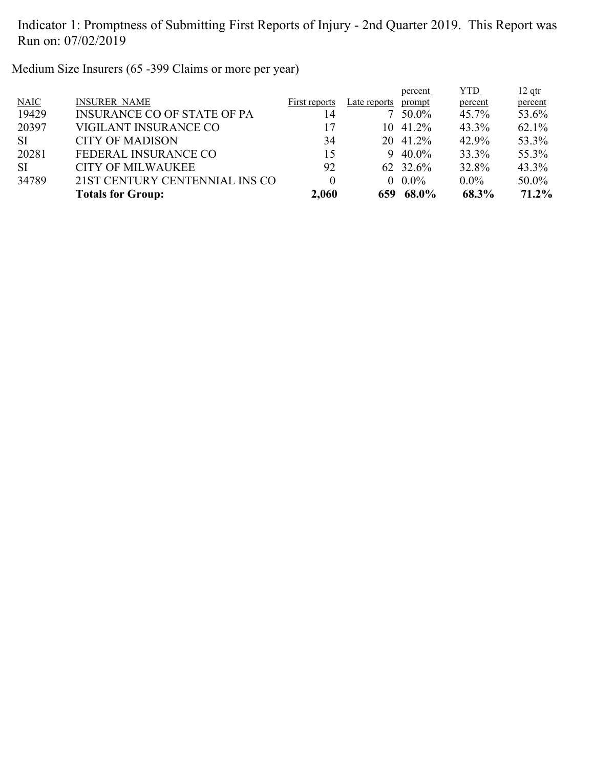Indicator 1: Promptness of Submitting First Reports of Injury - 2nd Quarter 2019. This Report was Run on: 07/02/2019

Medium Size Insurers (65 -399 Claims or more per year)

| NAIC | INSURER NAME | First reports | Late reports | percent prompt | YTD percent | 12 qtr percent |
|---|---|---|---|---|---|---|
| 19429 | INSURANCE CO OF STATE OF PA | 14 | 7 | 50.0% | 45.7% | 53.6% |
| 20397 | VIGILANT INSURANCE CO | 17 | 10 | 41.2% | 43.3% | 62.1% |
| SI | CITY OF MADISON | 34 | 20 | 41.2% | 42.9% | 53.3% |
| 20281 | FEDERAL INSURANCE CO | 15 | 9 | 40.0% | 33.3% | 55.3% |
| SI | CITY OF MILWAUKEE | 92 | 62 | 32.6% | 32.8% | 43.3% |
| 34789 | 21ST CENTURY CENTENNIAL INS CO | 0 | 0 | 0.0% | 0.0% | 50.0% |
| | **Totals for Group:** | **2,060** | **659** | **68.0%** | **68.3%** | **71.2%** |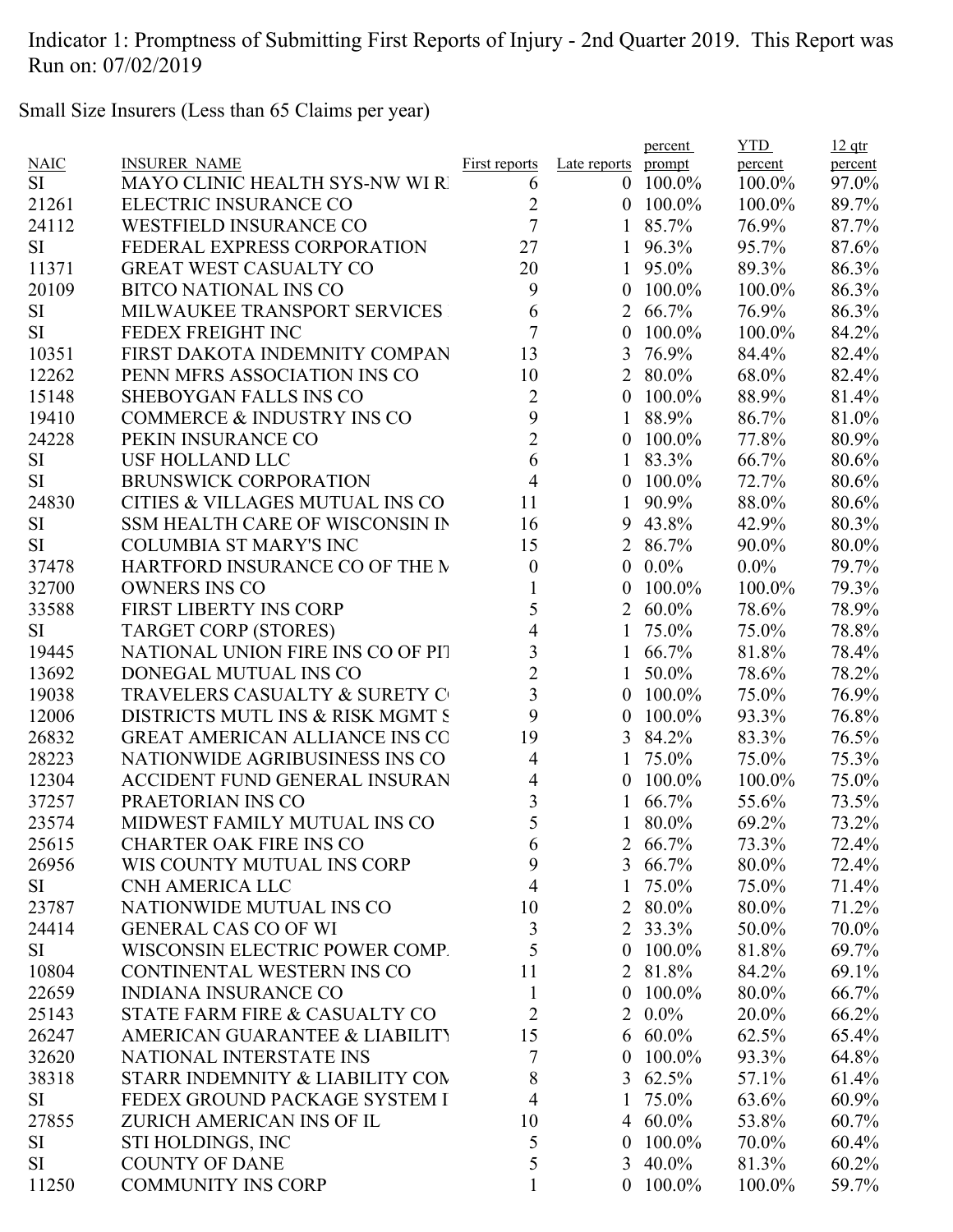Indicator 1: Promptness of Submitting First Reports of Injury - 2nd Quarter 2019. This Report was Run on: 07/02/2019

Small Size Insurers (Less than 65 Claims per year)

| NAIC | INSURER NAME | First reports | Late reports | percent prompt | YTD percent | 12 qtr percent |
|---|---|---|---|---|---|---|
| SI | MAYO CLINIC HEALTH SYS-NW WI RI | 6 | 0 | 100.0% | 100.0% | 97.0% |
| 21261 | ELECTRIC INSURANCE CO | 2 | 0 | 100.0% | 100.0% | 89.7% |
| 24112 | WESTFIELD INSURANCE CO | 7 | 1 | 85.7% | 76.9% | 87.7% |
| SI | FEDERAL EXPRESS CORPORATION | 27 | 1 | 96.3% | 95.7% | 87.6% |
| 11371 | GREAT WEST CASUALTY CO | 20 | 1 | 95.0% | 89.3% | 86.3% |
| 20109 | BITCO NATIONAL INS CO | 9 | 0 | 100.0% | 100.0% | 86.3% |
| SI | MILWAUKEE TRANSPORT SERVICES | 6 | 2 | 66.7% | 76.9% | 86.3% |
| SI | FEDEX FREIGHT INC | 7 | 0 | 100.0% | 100.0% | 84.2% |
| 10351 | FIRST DAKOTA INDEMNITY COMPAN | 13 | 3 | 76.9% | 84.4% | 82.4% |
| 12262 | PENN MFRS ASSOCIATION INS CO | 10 | 2 | 80.0% | 68.0% | 82.4% |
| 15148 | SHEBOYGAN FALLS INS CO | 2 | 0 | 100.0% | 88.9% | 81.4% |
| 19410 | COMMERCE & INDUSTRY INS CO | 9 | 1 | 88.9% | 86.7% | 81.0% |
| 24228 | PEKIN INSURANCE CO | 2 | 0 | 100.0% | 77.8% | 80.9% |
| SI | USF HOLLAND LLC | 6 | 1 | 83.3% | 66.7% | 80.6% |
| SI | BRUNSWICK CORPORATION | 4 | 0 | 100.0% | 72.7% | 80.6% |
| 24830 | CITIES & VILLAGES MUTUAL INS CO | 11 | 1 | 90.9% | 88.0% | 80.6% |
| SI | SSM HEALTH CARE OF WISCONSIN IN | 16 | 9 | 43.8% | 42.9% | 80.3% |
| SI | COLUMBIA ST MARY'S INC | 15 | 2 | 86.7% | 90.0% | 80.0% |
| 37478 | HARTFORD INSURANCE CO OF THE M | 0 | 0 | 0.0% | 0.0% | 79.7% |
| 32700 | OWNERS INS CO | 1 | 0 | 100.0% | 100.0% | 79.3% |
| 33588 | FIRST LIBERTY INS CORP | 5 | 2 | 60.0% | 78.6% | 78.9% |
| SI | TARGET CORP (STORES) | 4 | 1 | 75.0% | 75.0% | 78.8% |
| 19445 | NATIONAL UNION FIRE INS CO OF PIT | 3 | 1 | 66.7% | 81.8% | 78.4% |
| 13692 | DONEGAL MUTUAL INS CO | 2 | 1 | 50.0% | 78.6% | 78.2% |
| 19038 | TRAVELERS CASUALTY & SURETY C | 3 | 0 | 100.0% | 75.0% | 76.9% |
| 12006 | DISTRICTS MUTL INS & RISK MGMT S | 9 | 0 | 100.0% | 93.3% | 76.8% |
| 26832 | GREAT AMERICAN ALLIANCE INS CO | 19 | 3 | 84.2% | 83.3% | 76.5% |
| 28223 | NATIONWIDE AGRIBUSINESS INS CO | 4 | 1 | 75.0% | 75.0% | 75.3% |
| 12304 | ACCIDENT FUND GENERAL INSURAN | 4 | 0 | 100.0% | 100.0% | 75.0% |
| 37257 | PRAETORIAN INS CO | 3 | 1 | 66.7% | 55.6% | 73.5% |
| 23574 | MIDWEST FAMILY MUTUAL INS CO | 5 | 1 | 80.0% | 69.2% | 73.2% |
| 25615 | CHARTER OAK FIRE INS CO | 6 | 2 | 66.7% | 73.3% | 72.4% |
| 26956 | WIS COUNTY MUTUAL INS CORP | 9 | 3 | 66.7% | 80.0% | 72.4% |
| SI | CNH AMERICA LLC | 4 | 1 | 75.0% | 75.0% | 71.4% |
| 23787 | NATIONWIDE MUTUAL INS CO | 10 | 2 | 80.0% | 80.0% | 71.2% |
| 24414 | GENERAL CAS CO OF WI | 3 | 2 | 33.3% | 50.0% | 70.0% |
| SI | WISCONSIN ELECTRIC POWER COMP. | 5 | 0 | 100.0% | 81.8% | 69.7% |
| 10804 | CONTINENTAL WESTERN INS CO | 11 | 2 | 81.8% | 84.2% | 69.1% |
| 22659 | INDIANA INSURANCE CO | 1 | 0 | 100.0% | 80.0% | 66.7% |
| 25143 | STATE FARM FIRE & CASUALTY CO | 2 | 2 | 0.0% | 20.0% | 66.2% |
| 26247 | AMERICAN GUARANTEE & LIABILITY | 15 | 6 | 60.0% | 62.5% | 65.4% |
| 32620 | NATIONAL INTERSTATE INS | 7 | 0 | 100.0% | 93.3% | 64.8% |
| 38318 | STARR INDEMNITY & LIABILITY COM | 8 | 3 | 62.5% | 57.1% | 61.4% |
| SI | FEDEX GROUND PACKAGE SYSTEM I | 4 | 1 | 75.0% | 63.6% | 60.9% |
| 27855 | ZURICH AMERICAN INS OF IL | 10 | 4 | 60.0% | 53.8% | 60.7% |
| SI | STI HOLDINGS, INC | 5 | 0 | 100.0% | 70.0% | 60.4% |
| SI | COUNTY OF DANE | 5 | 3 | 40.0% | 81.3% | 60.2% |
| 11250 | COMMUNITY INS CORP | 1 | 0 | 100.0% | 100.0% | 59.7% |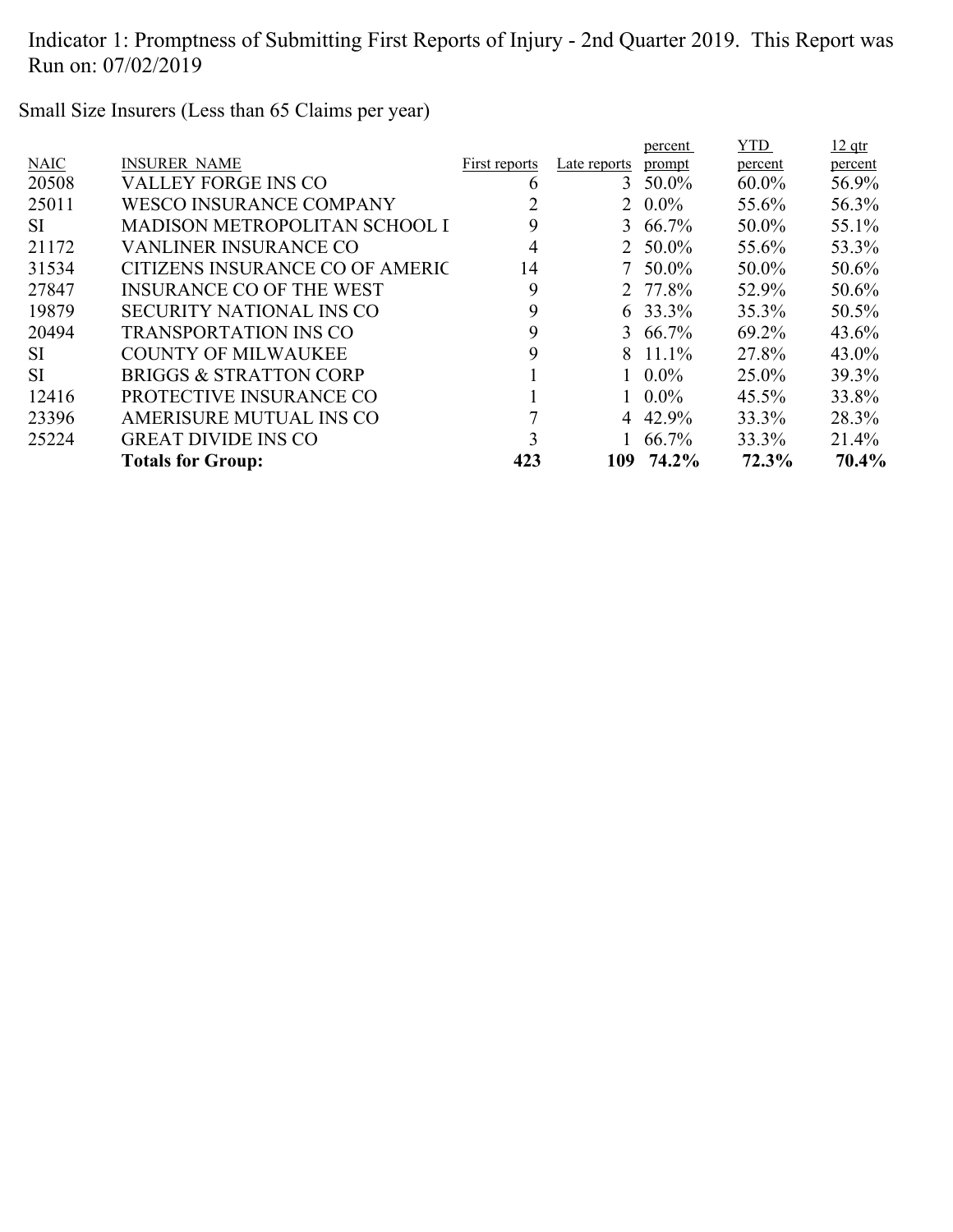Indicator 1: Promptness of Submitting First Reports of Injury - 2nd Quarter 2019. This Report was Run on: 07/02/2019

Small Size Insurers (Less than 65 Claims per year)

| NAIC | INSURER NAME | First reports | Late reports | percent prompt | YTD percent | 12 qtr percent |
|---|---|---|---|---|---|---|
| 20508 | VALLEY FORGE INS CO | 6 | 3 | 50.0% | 60.0% | 56.9% |
| 25011 | WESCO INSURANCE COMPANY | 2 | 2 | 0.0% | 55.6% | 56.3% |
| SI | MADISON METROPOLITAN SCHOOL I | 9 | 3 | 66.7% | 50.0% | 55.1% |
| 21172 | VANLINER INSURANCE CO | 4 | 2 | 50.0% | 55.6% | 53.3% |
| 31534 | CITIZENS INSURANCE CO OF AMERIC | 14 | 7 | 50.0% | 50.0% | 50.6% |
| 27847 | INSURANCE CO OF THE WEST | 9 | 2 | 77.8% | 52.9% | 50.6% |
| 19879 | SECURITY NATIONAL INS CO | 9 | 6 | 33.3% | 35.3% | 50.5% |
| 20494 | TRANSPORTATION INS CO | 9 | 3 | 66.7% | 69.2% | 43.6% |
| SI | COUNTY OF MILWAUKEE | 9 | 8 | 11.1% | 27.8% | 43.0% |
| SI | BRIGGS & STRATTON CORP | 1 | 1 | 0.0% | 25.0% | 39.3% |
| 12416 | PROTECTIVE INSURANCE CO | 1 | 1 | 0.0% | 45.5% | 33.8% |
| 23396 | AMERISURE MUTUAL INS CO | 7 | 4 | 42.9% | 33.3% | 28.3% |
| 25224 | GREAT DIVIDE INS CO | 3 | 1 | 66.7% | 33.3% | 21.4% |
| | **Totals for Group:** | **423** | **109** | **74.2%** | **72.3%** | **70.4%** |